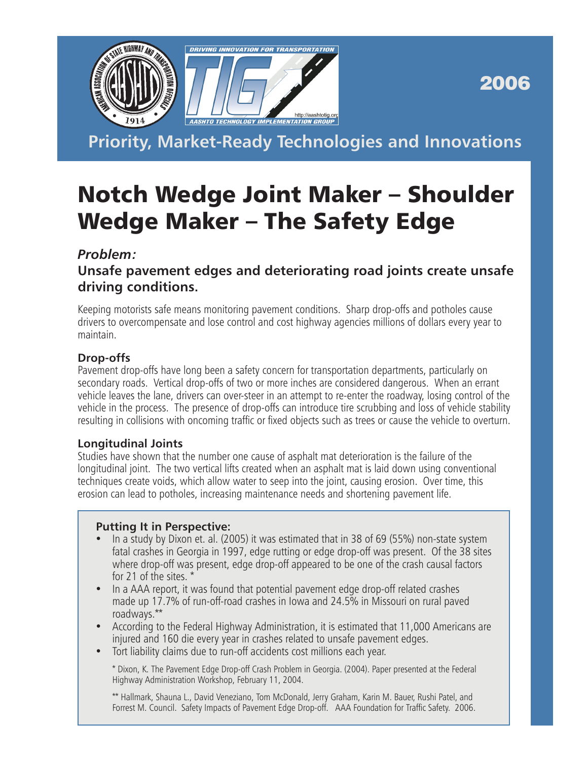2006

Priority, Market-Ready Technologies and Innovations

# Notch Wedge Joint Maker – Shoulder Wedge Maker – The Safety Edge

### *Problem:*

### Unsafe pavement edges and deteriorating road joints create unsafe driving conditions.

Keeping motorists safe means monitoring pavement conditions. Sharp drop-offs and potholes cause drivers to overcompensate and lose control and cost highway agencies millions of dollars every year to maintain.

#### Drop-offs

Pavement drop-offs have long been a safety concern for transportation departments, particularly on secondary roads. Vertical drop-offs of two or more inches are considered dangerous. When an errant vehicle leaves the lane, drivers can over-steer in an attempt to re-enter the roadway, losing control of the vehicle in the process. The presence of drop-offs can introduce tire scrubbing and loss of vehicle stability resulting in collisions with oncoming traffic or fixed objects such as trees or cause the vehicle to overturn.

#### Longitudinal Joints

Studies have shown that the number one cause of asphalt mat deterioration is the failure of the longitudinal joint. The two vertical lifts created when an asphalt mat is laid down using conventional techniques create voids, which allow water to seep into the joint, causing erosion. Over time, this erosion can lead to potholes, increasing maintenance needs and shortening pavement life.

#### Putting It in Perspective:

- In a study by Dixon et. al. (2005) it was estimated that in 38 of 69 (55%) non-state system fatal crashes in Georgia in 1997, edge rutting or edge drop-off was present. Of the 38 sites where drop-off was present, edge drop-off appeared to be one of the crash causal factors for 21 of the sites. *
- In a AAA report, it was found that potential pavement edge drop-off related crashes made up 17.7% of run-off-road crashes in Iowa and 24.5% in Missouri on rural paved roadways.**
- According to the Federal Highway Administration, it is estimated that 11,000 Americans are injured and 160 die every year in crashes related to unsafe pavement edges.
- Tort liability claims due to run-off accidents cost millions each year.

\* Dixon, K. The Pavement Edge Drop-off Crash Problem in Georgia. (2004). Paper presented at the Federal Highway Administration Workshop, February 11, 2004.

** Hallmark, Shauna L., David Veneziano, Tom McDonald, Jerry Graham, Karin M. Bauer, Rushi Patel, and Forrest M. Council. Safety Impacts of Pavement Edge Drop-off. AAA Foundation for Traffic Safety. 2006.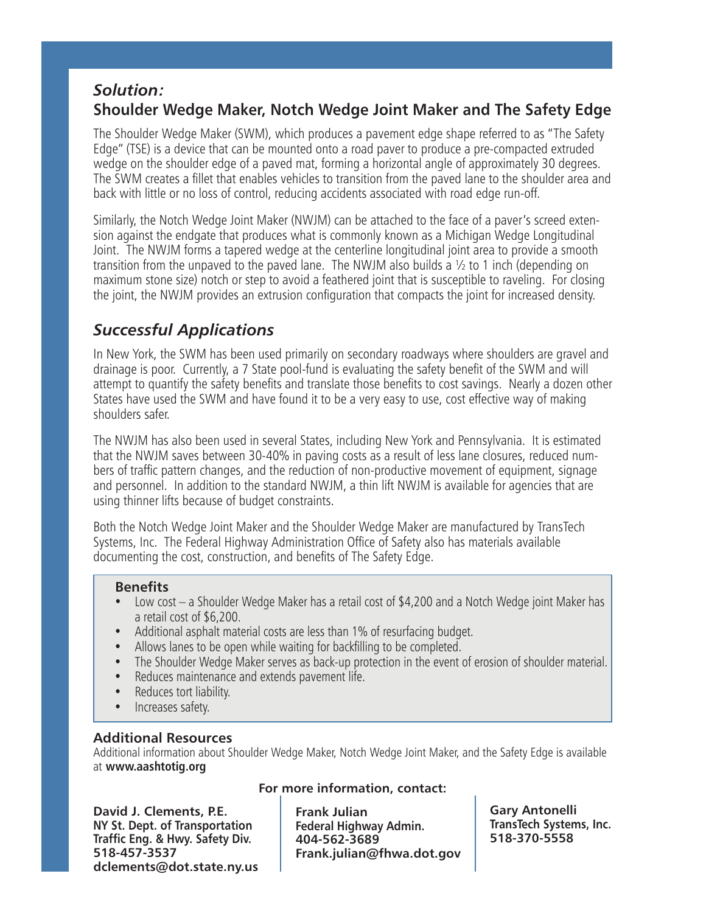## *Solution:*
## Shoulder Wedge Maker, Notch Wedge Joint Maker and The Safety Edge

The Shoulder Wedge Maker (SWM), which produces a pavement edge shape referred to as "The Safety Edge" (TSE) is a device that can be mounted onto a road paver to produce a pre-compacted extruded wedge on the shoulder edge of a paved mat, forming a horizontal angle of approximately 30 degrees. The SWM creates a fillet that enables vehicles to transition from the paved lane to the shoulder area and back with little or no loss of control, reducing accidents associated with road edge run-off.

Similarly, the Notch Wedge Joint Maker (NWJM) can be attached to the face of a paver's screed extension against the endgate that produces what is commonly known as a Michigan Wedge Longitudinal Joint. The NWJM forms a tapered wedge at the centerline longitudinal joint area to provide a smooth transition from the unpaved to the paved lane. The NWJM also builds a ½ to 1 inch (depending on maximum stone size) notch or step to avoid a feathered joint that is susceptible to raveling. For closing the joint, the NWJM provides an extrusion configuration that compacts the joint for increased density.

## *Successful Applications*

In New York, the SWM has been used primarily on secondary roadways where shoulders are gravel and drainage is poor. Currently, a 7 State pool-fund is evaluating the safety benefit of the SWM and will attempt to quantify the safety benefits and translate those benefits to cost savings. Nearly a dozen other States have used the SWM and have found it to be a very easy to use, cost effective way of making shoulders safer.

The NWJM has also been used in several States, including New York and Pennsylvania. It is estimated that the NWJM saves between 30-40% in paving costs as a result of less lane closures, reduced numbers of traffic pattern changes, and the reduction of non-productive movement of equipment, signage and personnel. In addition to the standard NWJM, a thin lift NWJM is available for agencies that are using thinner lifts because of budget constraints.

Both the Notch Wedge Joint Maker and the Shoulder Wedge Maker are manufactured by TransTech Systems, Inc. The Federal Highway Administration Office of Safety also has materials available documenting the cost, construction, and benefits of The Safety Edge.

### Benefits

- Low cost – a Shoulder Wedge Maker has a retail cost of $4,200 and a Notch Wedge joint Maker has a retail cost of $6,200.
- Additional asphalt material costs are less than 1% of resurfacing budget.
- Allows lanes to be open while waiting for backfilling to be completed.
- The Shoulder Wedge Maker serves as back-up protection in the event of erosion of shoulder material.
- Reduces maintenance and extends pavement life.
- Reduces tort liability.
- Increases safety.

### Additional Resources

Additional information about Shoulder Wedge Maker, Notch Wedge Joint Maker, and the Safety Edge is available at **www.aashtotig.org**

**For more information, contact:**

**David J. Clements, P.E.**
**NY St. Dept. of Transportation**
**Traffic Eng. & Hwy. Safety Div.**
**518-457-3537**
**dclements@dot.state.ny.us**

**Frank Julian**
**Federal Highway Admin.**
**404-562-3689**
**Frank.julian@fhwa.dot.gov**

**Gary Antonelli**
**TransTech Systems, Inc.**
**518-370-5558**